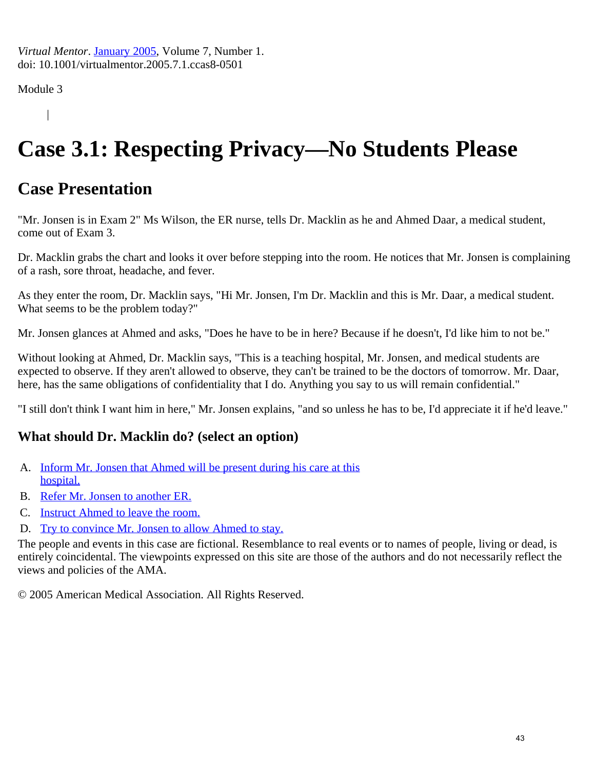*Virtual Mentor*. January 2005, Volume 7, Number 1.
doi: 10.1001/virtualmentor.2005.7.1.ccas8-0501

Module 3

# Case 3.1: Respecting Privacy—No Students Please

## Case Presentation

"Mr. Jonsen is in Exam 2" Ms Wilson, the ER nurse, tells Dr. Macklin as he and Ahmed Daar, a medical student, come out of Exam 3.

Dr. Macklin grabs the chart and looks it over before stepping into the room. He notices that Mr. Jonsen is complaining of a rash, sore throat, headache, and fever.

As they enter the room, Dr. Macklin says, "Hi Mr. Jonsen, I'm Dr. Macklin and this is Mr. Daar, a medical student. What seems to be the problem today?"

Mr. Jonsen glances at Ahmed and asks, "Does he have to be in here? Because if he doesn't, I'd like him to not be."

Without looking at Ahmed, Dr. Macklin says, "This is a teaching hospital, Mr. Jonsen, and medical students are expected to observe. If they aren't allowed to observe, they can't be trained to be the doctors of tomorrow. Mr. Daar, here, has the same obligations of confidentiality that I do. Anything you say to us will remain confidential."

"I still don't think I want him in here," Mr. Jonsen explains, "and so unless he has to be, I'd appreciate it if he'd leave."

### What should Dr. Macklin do? (select an option)

A. Inform Mr. Jonsen that Ahmed will be present during his care at this hospital.
B. Refer Mr. Jonsen to another ER.
C. Instruct Ahmed to leave the room.
D. Try to convince Mr. Jonsen to allow Ahmed to stay.

The people and events in this case are fictional. Resemblance to real events or to names of people, living or dead, is entirely coincidental. The viewpoints expressed on this site are those of the authors and do not necessarily reflect the views and policies of the AMA.

© 2005 American Medical Association. All Rights Reserved.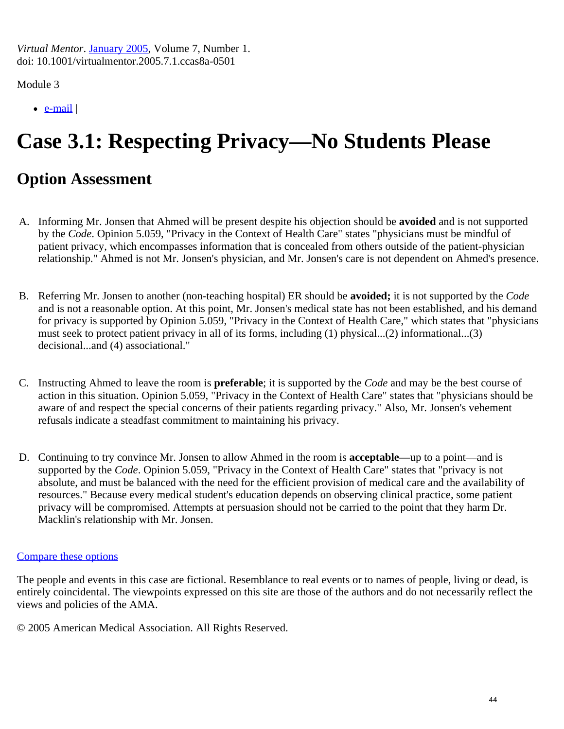*Virtual Mentor*. January 2005, Volume 7, Number 1.
doi: 10.1001/virtualmentor.2005.7.1.ccas8a-0501

Module 3

- e-mail |

# Case 3.1: Respecting Privacy—No Students Please

## Option Assessment

A. Informing Mr. Jonsen that Ahmed will be present despite his objection should be **avoided** and is not supported by the *Code*. Opinion 5.059, "Privacy in the Context of Health Care" states "physicians must be mindful of patient privacy, which encompasses information that is concealed from others outside of the patient-physician relationship." Ahmed is not Mr. Jonsen's physician, and Mr. Jonsen's care is not dependent on Ahmed's presence.

B. Referring Mr. Jonsen to another (non-teaching hospital) ER should be **avoided;** it is not supported by the *Code* and is not a reasonable option. At this point, Mr. Jonsen's medical state has not been established, and his demand for privacy is supported by Opinion 5.059, "Privacy in the Context of Health Care," which states that "physicians must seek to protect patient privacy in all of its forms, including (1) physical...(2) informational...(3) decisional...and (4) associational."

C. Instructing Ahmed to leave the room is **preferable**; it is supported by the *Code* and may be the best course of action in this situation. Opinion 5.059, "Privacy in the Context of Health Care" states that "physicians should be aware of and respect the special concerns of their patients regarding privacy." Also, Mr. Jonsen's vehement refusals indicate a steadfast commitment to maintaining his privacy.

D. Continuing to try convince Mr. Jonsen to allow Ahmed in the room is **acceptable—**up to a point—and is supported by the *Code*. Opinion 5.059, "Privacy in the Context of Health Care" states that "privacy is not absolute, and must be balanced with the need for the efficient provision of medical care and the availability of resources." Because every medical student's education depends on observing clinical practice, some patient privacy will be compromised. Attempts at persuasion should not be carried to the point that they harm Dr. Macklin's relationship with Mr. Jonsen.

Compare these options

The people and events in this case are fictional. Resemblance to real events or to names of people, living or dead, is entirely coincidental. The viewpoints expressed on this site are those of the authors and do not necessarily reflect the views and policies of the AMA.

© 2005 American Medical Association. All Rights Reserved.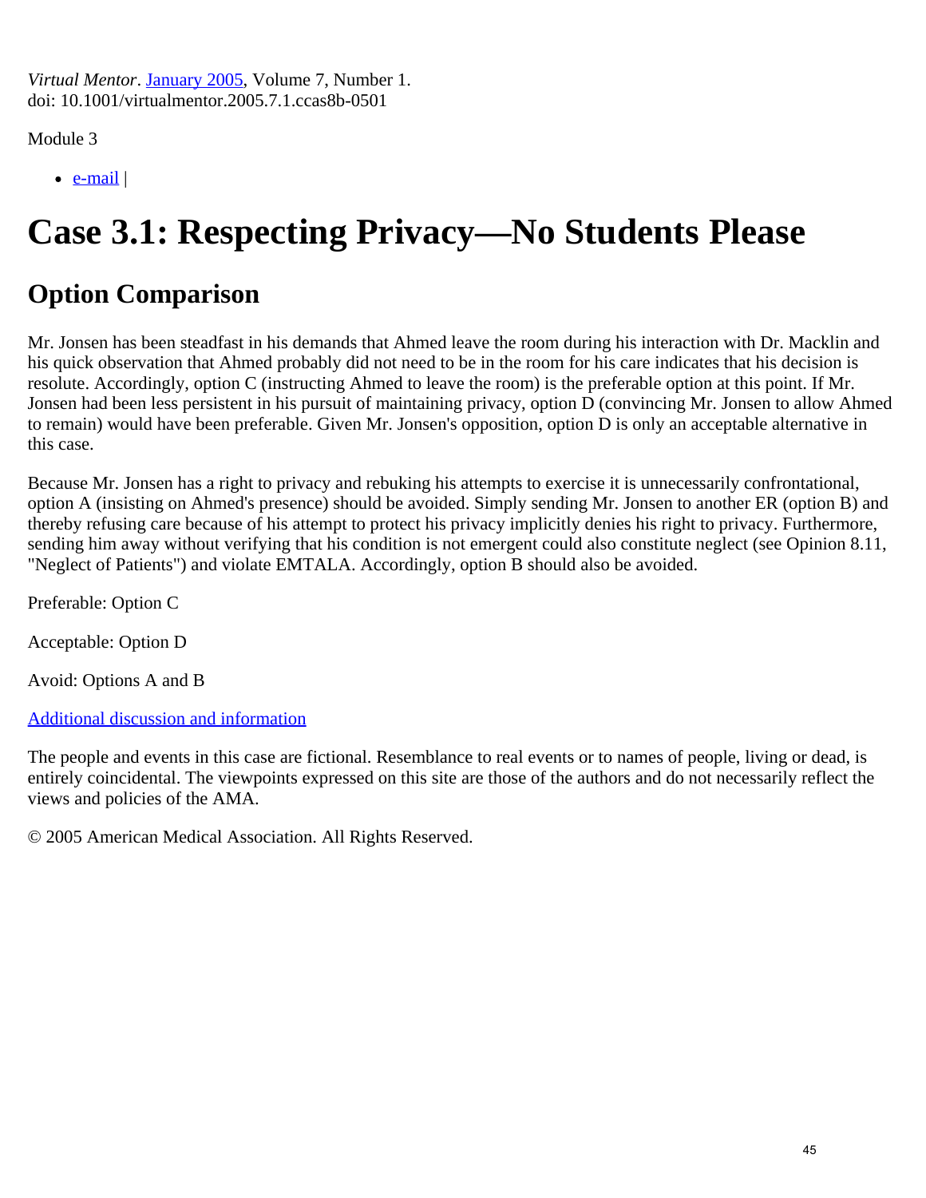*Virtual Mentor*. January 2005, Volume 7, Number 1.
doi: 10.1001/virtualmentor.2005.7.1.ccas8b-0501

Module 3

- e-mail |

# Case 3.1: Respecting Privacy—No Students Please

## Option Comparison

Mr. Jonsen has been steadfast in his demands that Ahmed leave the room during his interaction with Dr. Macklin and his quick observation that Ahmed probably did not need to be in the room for his care indicates that his decision is resolute. Accordingly, option C (instructing Ahmed to leave the room) is the preferable option at this point. If Mr. Jonsen had been less persistent in his pursuit of maintaining privacy, option D (convincing Mr. Jonsen to allow Ahmed to remain) would have been preferable. Given Mr. Jonsen's opposition, option D is only an acceptable alternative in this case.

Because Mr. Jonsen has a right to privacy and rebuking his attempts to exercise it is unnecessarily confrontational, option A (insisting on Ahmed's presence) should be avoided. Simply sending Mr. Jonsen to another ER (option B) and thereby refusing care because of his attempt to protect his privacy implicitly denies his right to privacy. Furthermore, sending him away without verifying that his condition is not emergent could also constitute neglect (see Opinion 8.11, "Neglect of Patients") and violate EMTALA. Accordingly, option B should also be avoided.

Preferable: Option C

Acceptable: Option D

Avoid: Options A and B

Additional discussion and information

The people and events in this case are fictional. Resemblance to real events or to names of people, living or dead, is entirely coincidental. The viewpoints expressed on this site are those of the authors and do not necessarily reflect the views and policies of the AMA.

© 2005 American Medical Association. All Rights Reserved.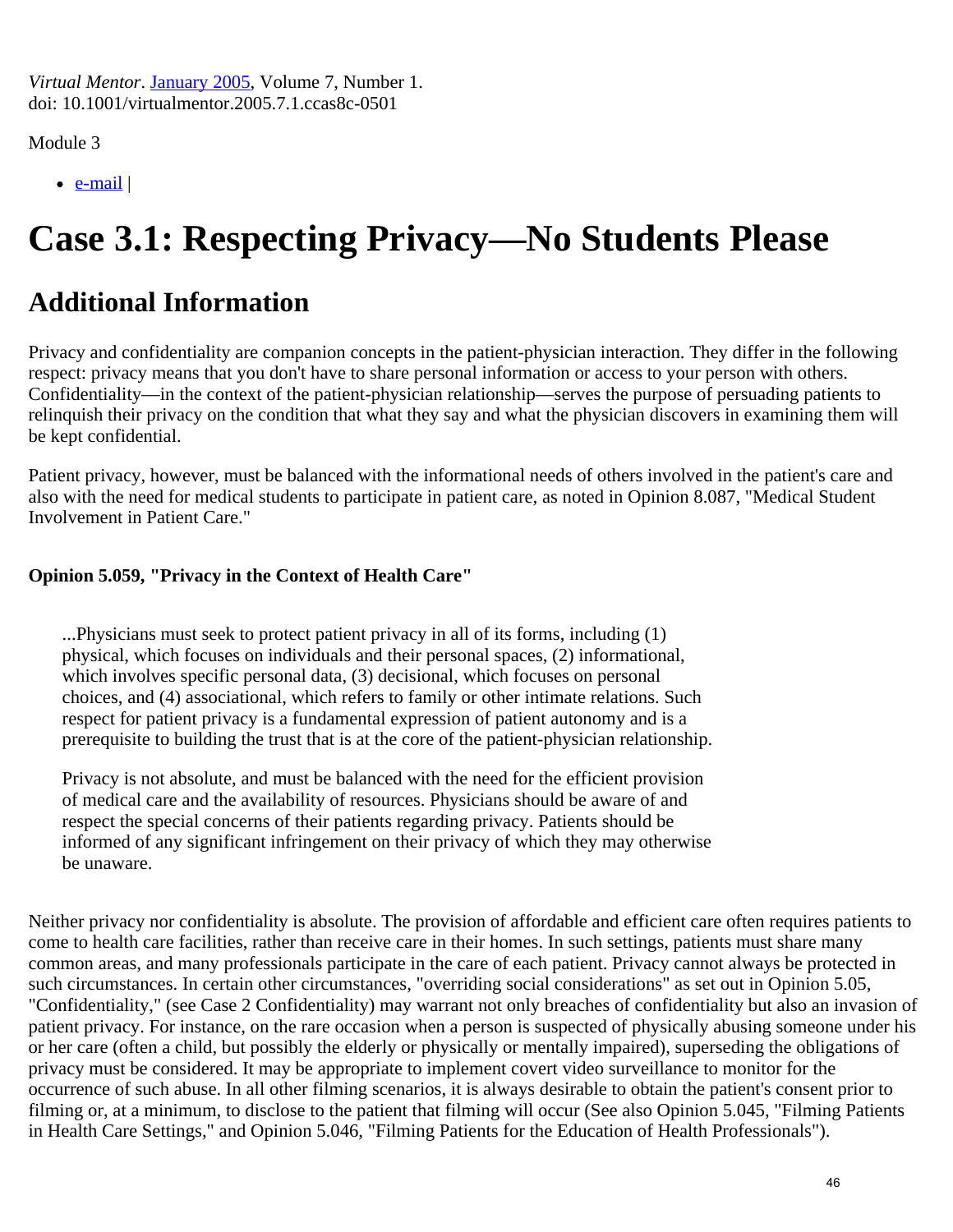*Virtual Mentor*. [January 2005](#), Volume 7, Number 1.
doi: 10.1001/virtualmentor.2005.7.1.ccas8c-0501

Module 3

- [e-mail](#) |

# Case 3.1: Respecting Privacy—No Students Please

## Additional Information

Privacy and confidentiality are companion concepts in the patient-physician interaction. They differ in the following respect: privacy means that you don't have to share personal information or access to your person with others. Confidentiality—in the context of the patient-physician relationship—serves the purpose of persuading patients to relinquish their privacy on the condition that what they say and what the physician discovers in examining them will be kept confidential.

Patient privacy, however, must be balanced with the informational needs of others involved in the patient's care and also with the need for medical students to participate in patient care, as noted in Opinion 8.087, "Medical Student Involvement in Patient Care."

**Opinion 5.059, "Privacy in the Context of Health Care"**

> ...Physicians must seek to protect patient privacy in all of its forms, including (1) physical, which focuses on individuals and their personal spaces, (2) informational, which involves specific personal data, (3) decisional, which focuses on personal choices, and (4) associational, which refers to family or other intimate relations. Such respect for patient privacy is a fundamental expression of patient autonomy and is a prerequisite to building the trust that is at the core of the patient-physician relationship.
>
> Privacy is not absolute, and must be balanced with the need for the efficient provision of medical care and the availability of resources. Physicians should be aware of and respect the special concerns of their patients regarding privacy. Patients should be informed of any significant infringement on their privacy of which they may otherwise be unaware.

Neither privacy nor confidentiality is absolute. The provision of affordable and efficient care often requires patients to come to health care facilities, rather than receive care in their homes. In such settings, patients must share many common areas, and many professionals participate in the care of each patient. Privacy cannot always be protected in such circumstances. In certain other circumstances, "overriding social considerations" as set out in Opinion 5.05, "Confidentiality," (see Case 2 Confidentiality) may warrant not only breaches of confidentiality but also an invasion of patient privacy. For instance, on the rare occasion when a person is suspected of physically abusing someone under his or her care (often a child, but possibly the elderly or physically or mentally impaired), superseding the obligations of privacy must be considered. It may be appropriate to implement covert video surveillance to monitor for the occurrence of such abuse. In all other filming scenarios, it is always desirable to obtain the patient's consent prior to filming or, at a minimum, to disclose to the patient that filming will occur (See also Opinion 5.045, "Filming Patients in Health Care Settings," and Opinion 5.046, "Filming Patients for the Education of Health Professionals").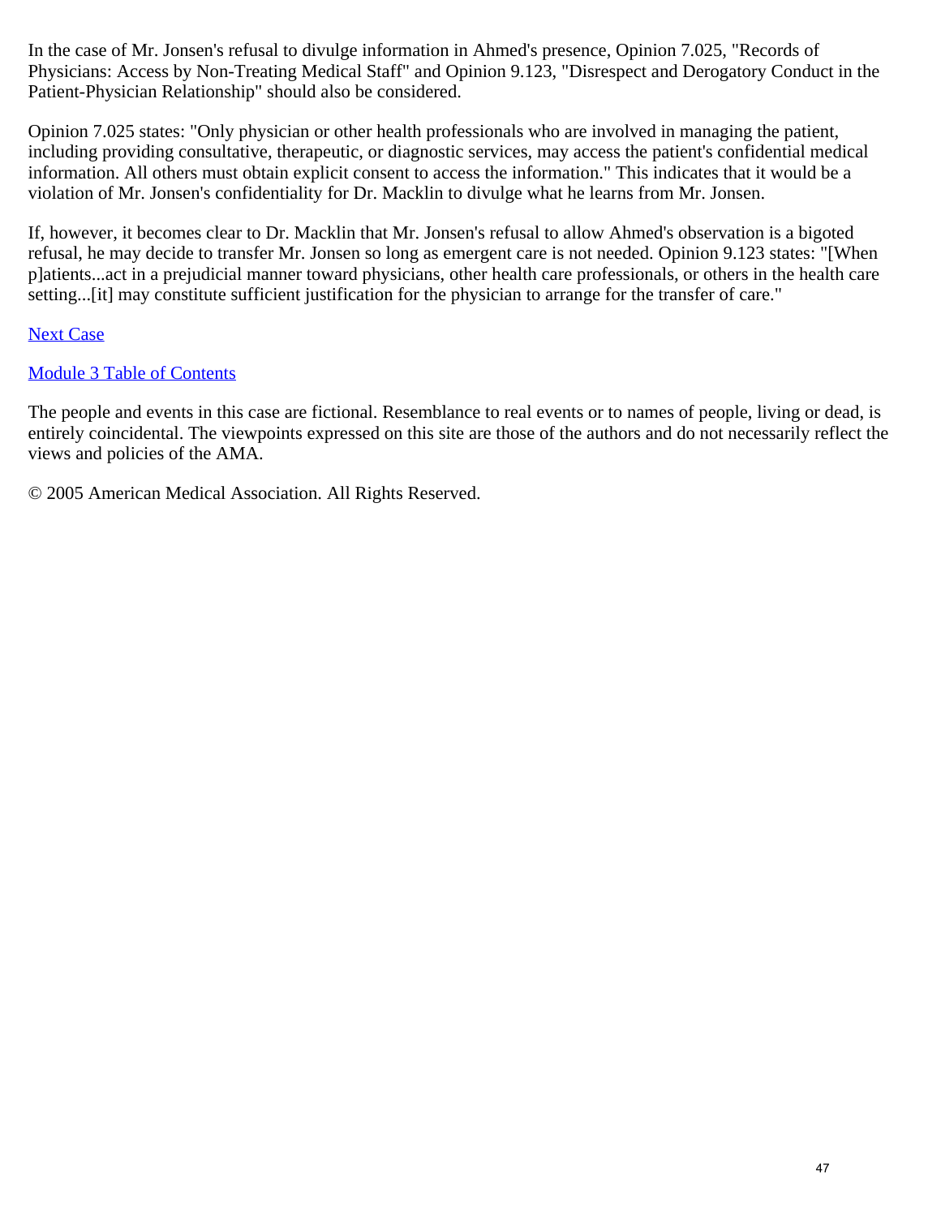In the case of Mr. Jonsen's refusal to divulge information in Ahmed's presence, Opinion 7.025, "Records of Physicians: Access by Non-Treating Medical Staff" and Opinion 9.123, "Disrespect and Derogatory Conduct in the Patient-Physician Relationship" should also be considered.

Opinion 7.025 states: "Only physician or other health professionals who are involved in managing the patient, including providing consultative, therapeutic, or diagnostic services, may access the patient's confidential medical information. All others must obtain explicit consent to access the information." This indicates that it would be a violation of Mr. Jonsen's confidentiality for Dr. Macklin to divulge what he learns from Mr. Jonsen.

If, however, it becomes clear to Dr. Macklin that Mr. Jonsen's refusal to allow Ahmed's observation is a bigoted refusal, he may decide to transfer Mr. Jonsen so long as emergent care is not needed. Opinion 9.123 states: "[When p]atients...act in a prejudicial manner toward physicians, other health care professionals, or others in the health care setting...[it] may constitute sufficient justification for the physician to arrange for the transfer of care."

Next Case

Module 3 Table of Contents

The people and events in this case are fictional. Resemblance to real events or to names of people, living or dead, is entirely coincidental. The viewpoints expressed on this site are those of the authors and do not necessarily reflect the views and policies of the AMA.

© 2005 American Medical Association. All Rights Reserved.